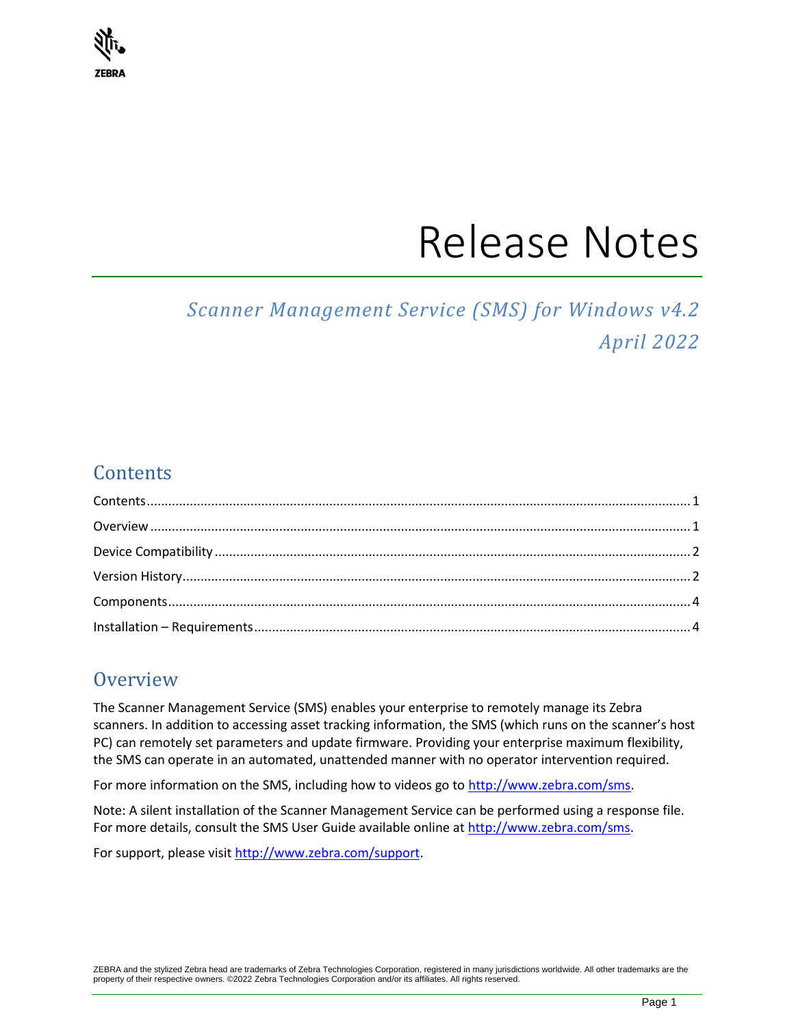ZEBRA

# Release Notes

*Scanner Management Service (SMS) for Windows v4.2*

*April 2022*

## Contents

Contents ........................................................................................................................................ 1

Overview ........................................................................................................................................ 1

Device Compatibility ...................................................................................................................... 2

Version History ............................................................................................................................... 2

Components ................................................................................................................................... 4

Installation – Requirements ........................................................................................................... 4

## Overview

The Scanner Management Service (SMS) enables your enterprise to remotely manage its Zebra scanners. In addition to accessing asset tracking information, the SMS (which runs on the scanner's host PC) can remotely set parameters and update firmware. Providing your enterprise maximum flexibility, the SMS can operate in an automated, unattended manner with no operator intervention required.

For more information on the SMS, including how to videos go to http://www.zebra.com/sms.

Note: A silent installation of the Scanner Management Service can be performed using a response file. For more details, consult the SMS User Guide available online at http://www.zebra.com/sms.

For support, please visit http://www.zebra.com/support.

ZEBRA and the stylized Zebra head are trademarks of Zebra Technologies Corporation, registered in many jurisdictions worldwide. All other trademarks are the property of their respective owners. ©2022 Zebra Technologies Corporation and/or its affiliates. All rights reserved.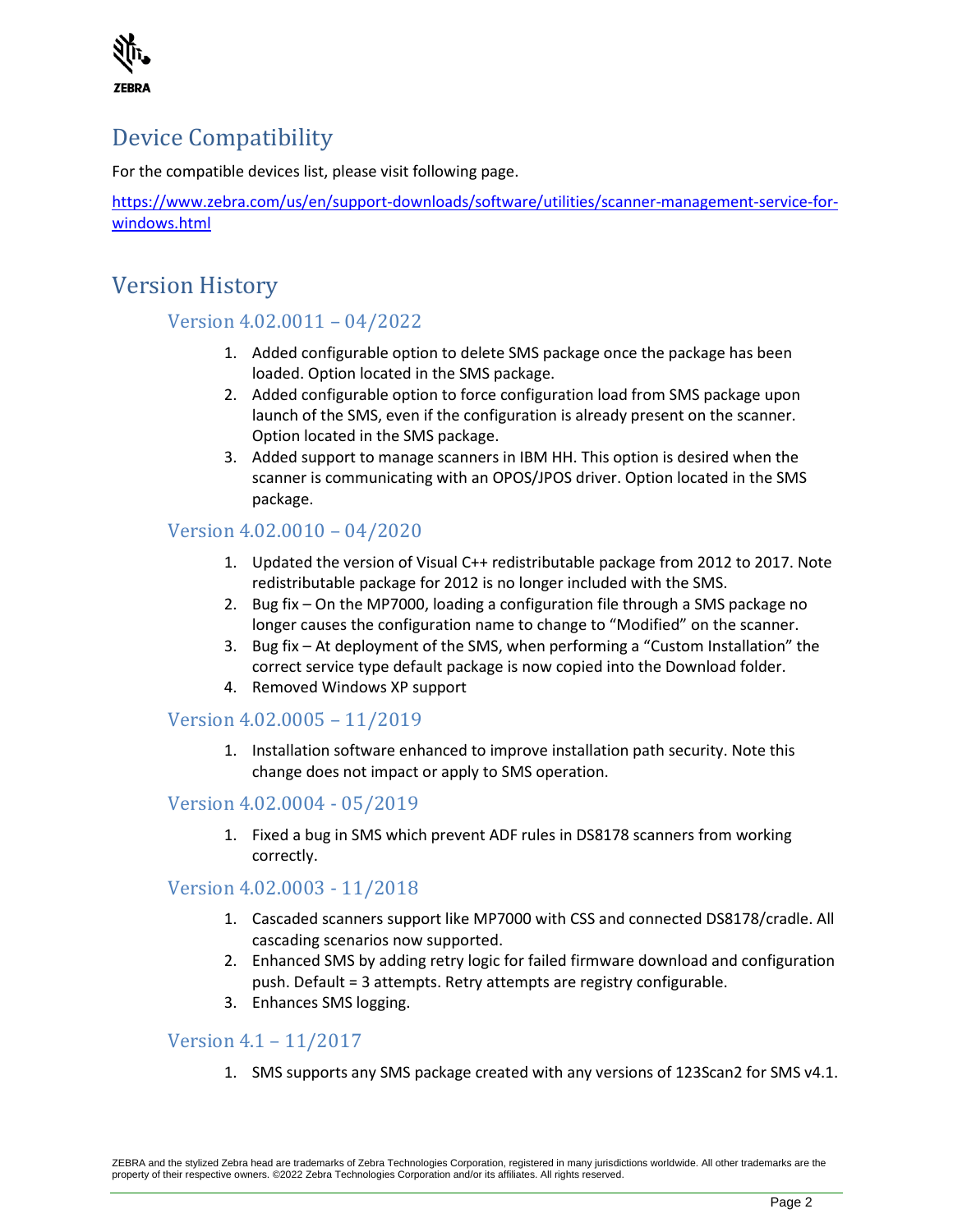# Device Compatibility

For the compatible devices list, please visit following page.

[https://www.zebra.com/us/en/support-downloads/software/utilities/scanner-management-service-for-windows.html](https://www.zebra.com/us/en/support-downloads/software/utilities/scanner-management-service-for-windows.html)

# Version History

## Version 4.02.0011 – 04/2022

1. Added configurable option to delete SMS package once the package has been loaded. Option located in the SMS package.
2. Added configurable option to force configuration load from SMS package upon launch of the SMS, even if the configuration is already present on the scanner. Option located in the SMS package.
3. Added support to manage scanners in IBM HH. This option is desired when the scanner is communicating with an OPOS/JPOS driver. Option located in the SMS package.

## Version 4.02.0010 – 04/2020

1. Updated the version of Visual C++ redistributable package from 2012 to 2017. Note redistributable package for 2012 is no longer included with the SMS.
2. Bug fix – On the MP7000, loading a configuration file through a SMS package no longer causes the configuration name to change to “Modified” on the scanner.
3. Bug fix – At deployment of the SMS, when performing a “Custom Installation” the correct service type default package is now copied into the Download folder.
4. Removed Windows XP support

## Version 4.02.0005 – 11/2019

1. Installation software enhanced to improve installation path security. Note this change does not impact or apply to SMS operation.

## Version 4.02.0004 - 05/2019

1. Fixed a bug in SMS which prevent ADF rules in DS8178 scanners from working correctly.

## Version 4.02.0003 - 11/2018

1. Cascaded scanners support like MP7000 with CSS and connected DS8178/cradle. All cascading scenarios now supported.
2. Enhanced SMS by adding retry logic for failed firmware download and configuration push. Default = 3 attempts. Retry attempts are registry configurable.
3. Enhances SMS logging.

## Version 4.1 – 11/2017

1. SMS supports any SMS package created with any versions of 123Scan2 for SMS v4.1.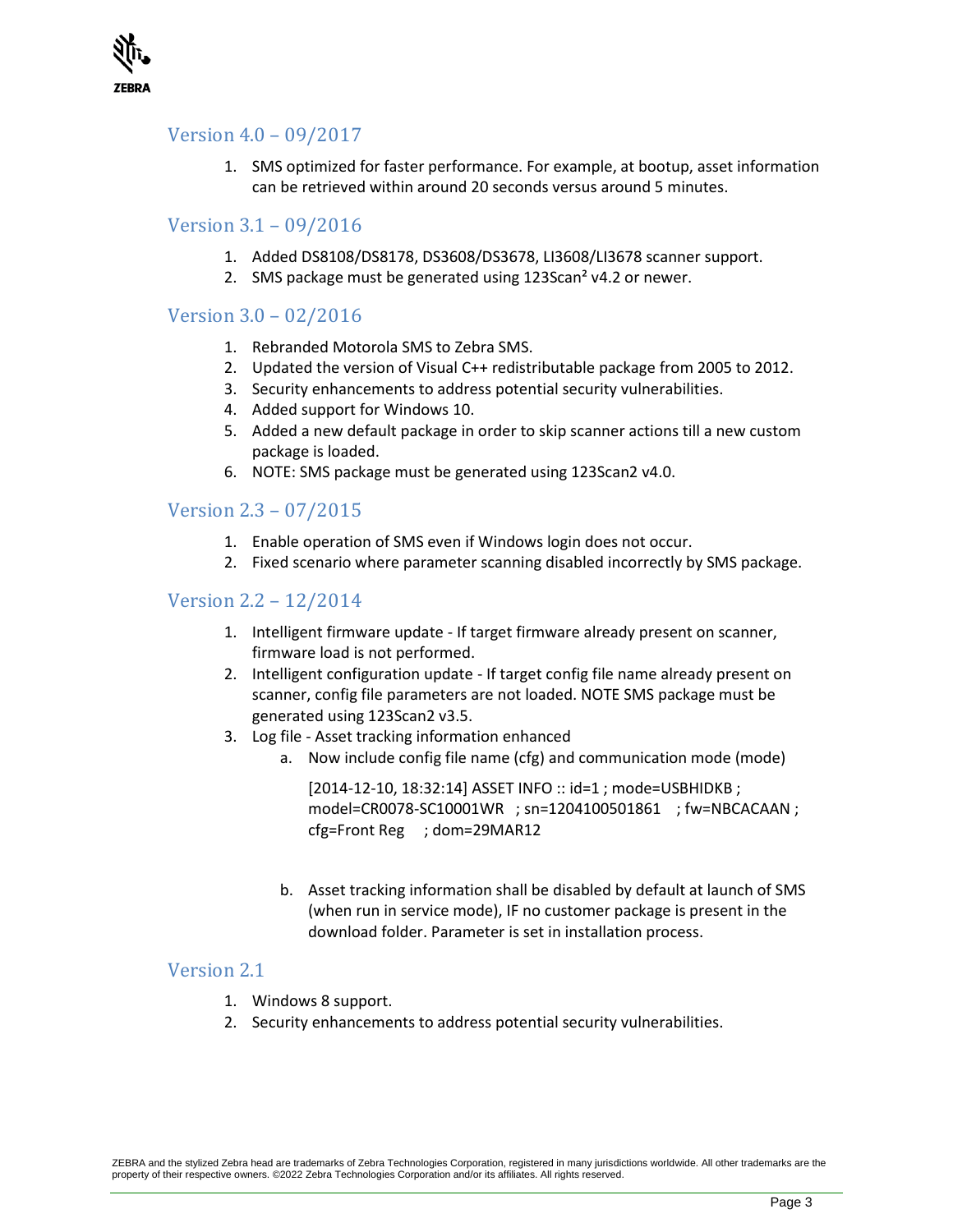## Version 4.0 – 09/2017

1. SMS optimized for faster performance. For example, at bootup, asset information can be retrieved within around 20 seconds versus around 5 minutes.

## Version 3.1 – 09/2016

1. Added DS8108/DS8178, DS3608/DS3678, LI3608/LI3678 scanner support.
2. SMS package must be generated using 123Scan² v4.2 or newer.

## Version 3.0 – 02/2016

1. Rebranded Motorola SMS to Zebra SMS.
2. Updated the version of Visual C++ redistributable package from 2005 to 2012.
3. Security enhancements to address potential security vulnerabilities.
4. Added support for Windows 10.
5. Added a new default package in order to skip scanner actions till a new custom package is loaded.
6. NOTE: SMS package must be generated using 123Scan2 v4.0.

## Version 2.3 – 07/2015

1. Enable operation of SMS even if Windows login does not occur.
2. Fixed scenario where parameter scanning disabled incorrectly by SMS package.

## Version 2.2 – 12/2014

1. Intelligent firmware update - If target firmware already present on scanner, firmware load is not performed.
2. Intelligent configuration update - If target config file name already present on scanner, config file parameters are not loaded. NOTE SMS package must be generated using 123Scan2 v3.5.
3. Log file - Asset tracking information enhanced
   a. Now include config file name (cfg) and communication mode (mode)

      [2014-12-10, 18:32:14] ASSET INFO :: id=1 ; mode=USBHIDKB ; model=CR0078-SC10001WR ; sn=1204100501861 ; fw=NBCACAAN ; cfg=Front Reg ; dom=29MAR12

   b. Asset tracking information shall be disabled by default at launch of SMS (when run in service mode), IF no customer package is present in the download folder. Parameter is set in installation process.

## Version 2.1

1. Windows 8 support.
2. Security enhancements to address potential security vulnerabilities.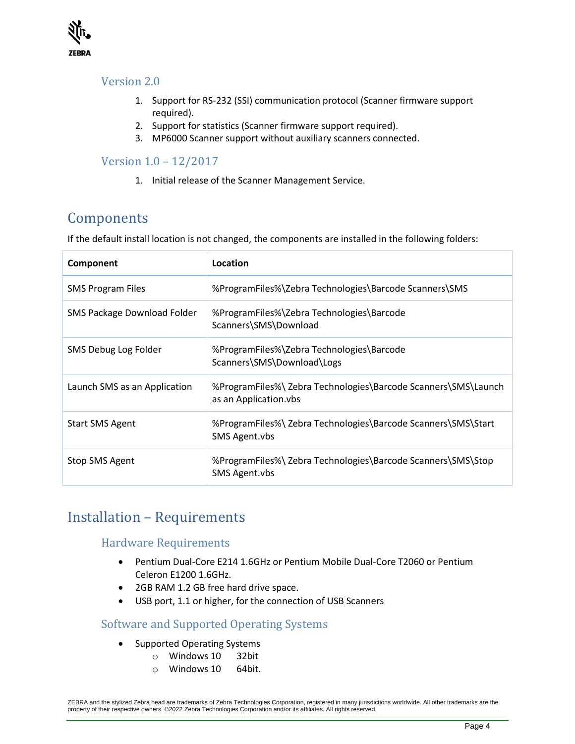### Version 2.0

1. Support for RS-232 (SSI) communication protocol (Scanner firmware support required).
2. Support for statistics (Scanner firmware support required).
3. MP6000 Scanner support without auxiliary scanners connected.

### Version 1.0 – 12/2017

1. Initial release of the Scanner Management Service.

## Components

If the default install location is not changed, the components are installed in the following folders:

| Component | Location |
|---|---|
| SMS Program Files | %ProgramFiles%\Zebra Technologies\Barcode Scanners\SMS |
| SMS Package Download Folder | %ProgramFiles%\Zebra Technologies\Barcode Scanners\SMS\Download |
| SMS Debug Log Folder | %ProgramFiles%\Zebra Technologies\Barcode Scanners\SMS\Download\Logs |
| Launch SMS as an Application | %ProgramFiles%\ Zebra Technologies\Barcode Scanners\SMS\Launch as an Application.vbs |
| Start SMS Agent | %ProgramFiles%\ Zebra Technologies\Barcode Scanners\SMS\Start SMS Agent.vbs |
| Stop SMS Agent | %ProgramFiles%\ Zebra Technologies\Barcode Scanners\SMS\Stop SMS Agent.vbs |

## Installation – Requirements

### Hardware Requirements

- Pentium Dual-Core E214 1.6GHz or Pentium Mobile Dual-Core T2060 or Pentium Celeron E1200 1.6GHz.
- 2GB RAM 1.2 GB free hard drive space.
- USB port, 1.1 or higher, for the connection of USB Scanners

### Software and Supported Operating Systems

- Supported Operating Systems
  - Windows 10 32bit
  - Windows 10 64bit.

ZEBRA and the stylized Zebra head are trademarks of Zebra Technologies Corporation, registered in many jurisdictions worldwide. All other trademarks are the property of their respective owners. ©2022 Zebra Technologies Corporation and/or its affiliates. All rights reserved.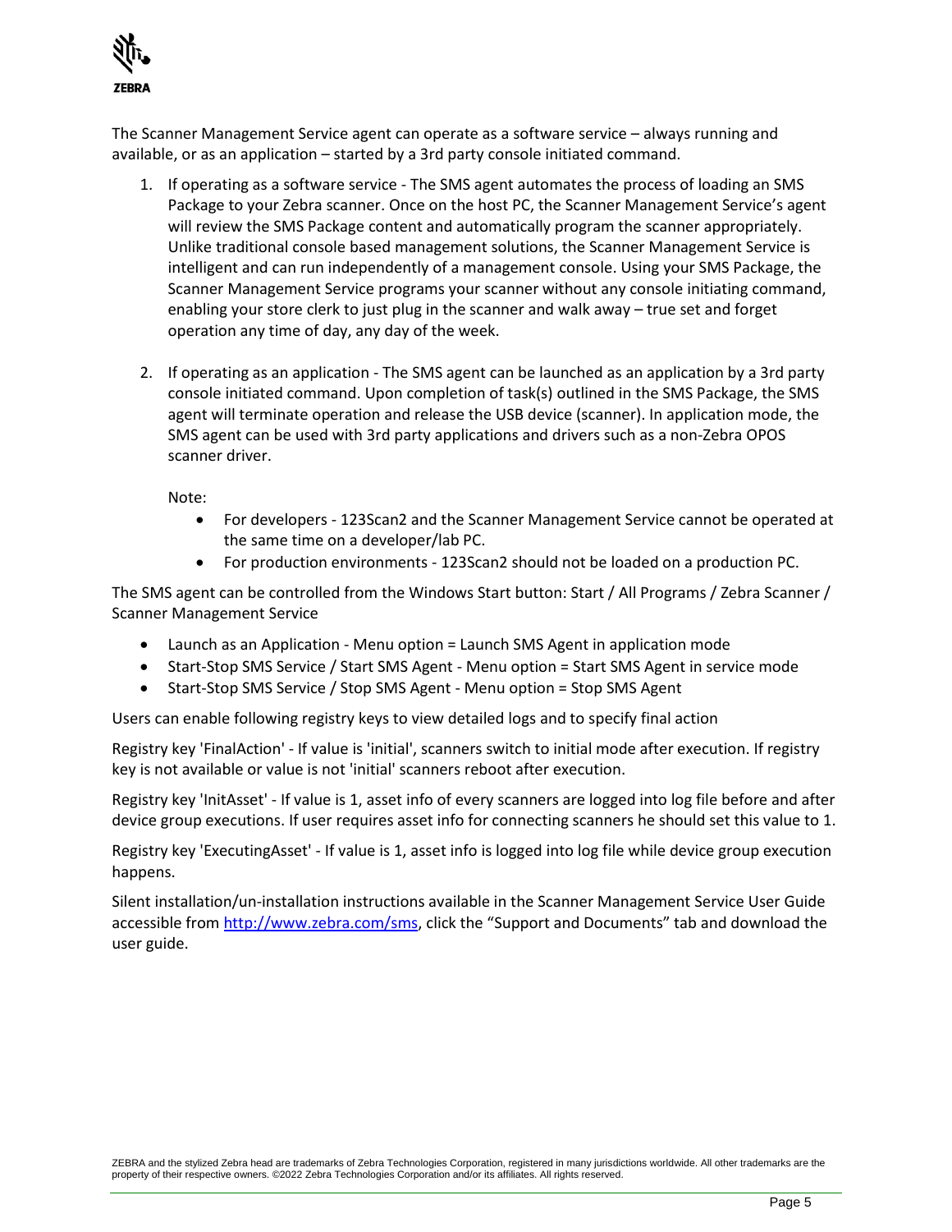The Scanner Management Service agent can operate as a software service – always running and available, or as an application – started by a 3rd party console initiated command.

1. If operating as a software service - The SMS agent automates the process of loading an SMS Package to your Zebra scanner. Once on the host PC, the Scanner Management Service's agent will review the SMS Package content and automatically program the scanner appropriately. Unlike traditional console based management solutions, the Scanner Management Service is intelligent and can run independently of a management console. Using your SMS Package, the Scanner Management Service programs your scanner without any console initiating command, enabling your store clerk to just plug in the scanner and walk away – true set and forget operation any time of day, any day of the week.

2. If operating as an application - The SMS agent can be launched as an application by a 3rd party console initiated command. Upon completion of task(s) outlined in the SMS Package, the SMS agent will terminate operation and release the USB device (scanner). In application mode, the SMS agent can be used with 3rd party applications and drivers such as a non-Zebra OPOS scanner driver.

   Note:
   - For developers - 123Scan2 and the Scanner Management Service cannot be operated at the same time on a developer/lab PC.
   - For production environments - 123Scan2 should not be loaded on a production PC.

The SMS agent can be controlled from the Windows Start button: Start / All Programs / Zebra Scanner / Scanner Management Service

- Launch as an Application - Menu option = Launch SMS Agent in application mode
- Start-Stop SMS Service / Start SMS Agent - Menu option = Start SMS Agent in service mode
- Start-Stop SMS Service / Stop SMS Agent - Menu option = Stop SMS Agent

Users can enable following registry keys to view detailed logs and to specify final action

Registry key 'FinalAction' - If value is 'initial', scanners switch to initial mode after execution. If registry key is not available or value is not 'initial' scanners reboot after execution.

Registry key 'InitAsset' - If value is 1, asset info of every scanners are logged into log file before and after device group executions. If user requires asset info for connecting scanners he should set this value to 1.

Registry key 'ExecutingAsset' - If value is 1, asset info is logged into log file while device group execution happens.

Silent installation/un-installation instructions available in the Scanner Management Service User Guide accessible from http://www.zebra.com/sms, click the "Support and Documents" tab and download the user guide.